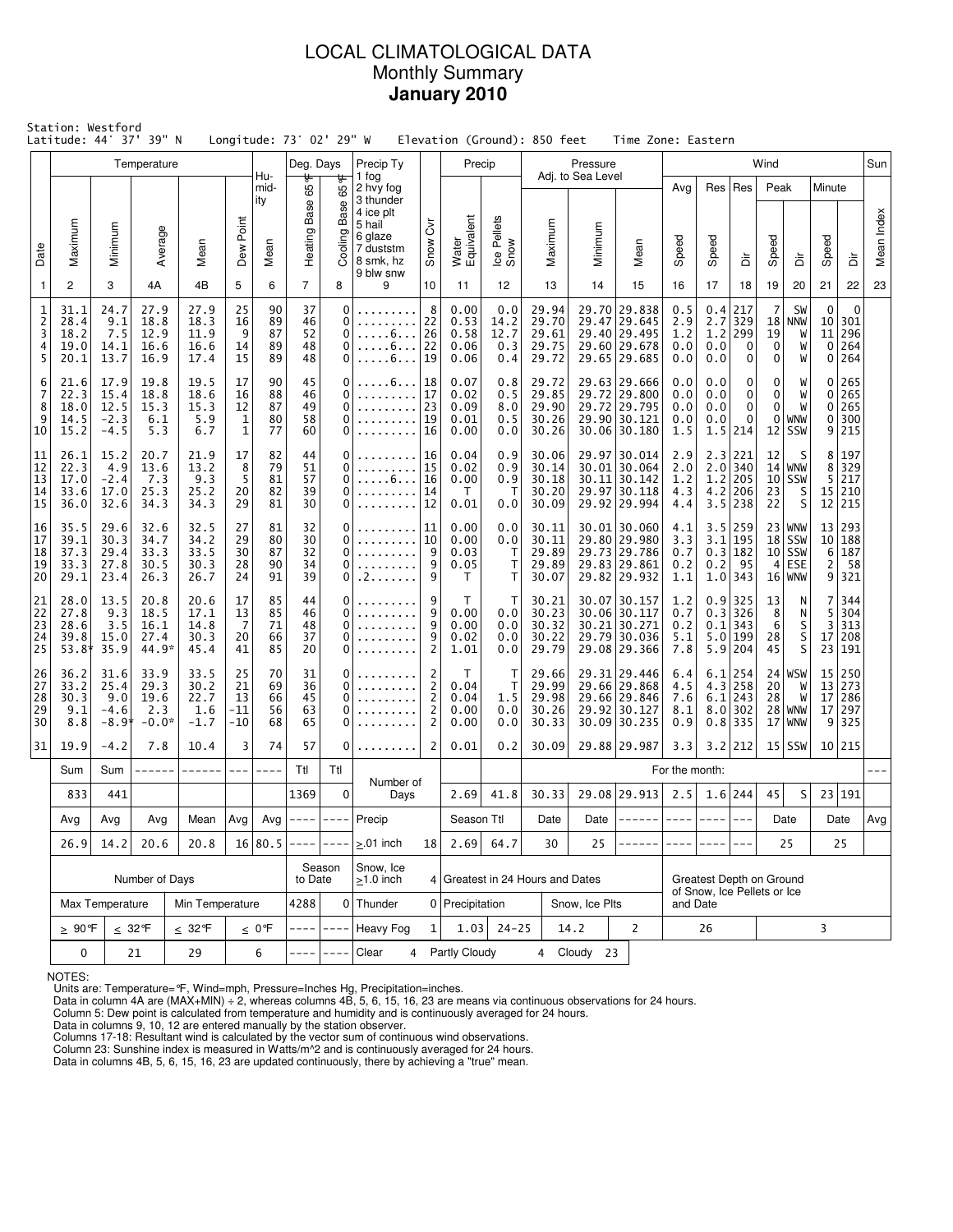# LOCAL CLIMATOLOGICAL DATA
## Monthly Summary
## January 2010

Station: Westford
Latitude: 44° 37' 39" N    Longitude: 73° 02' 29" W    Elevation (Ground): 850 feet    Time Zone: Eastern

| Date | Temperature Maximum | Temperature Minimum | Temperature Average | Temperature Mean | Dew Point | Humidity Mean | Deg. Days Heating Base 65°F | Deg. Days Cooling Base 65°F | Precip Ty (1 fog, 2 hvy fog, 3 thunder, 4 ice plt, 5 hail, 6 glaze, 7 duststm, 8 smk, hz, 9 blw snw) | Snow Cvr | Precip Water Equivalent | Precip Ice Pellets Snow | Pressure Adj. to Sea Level Maximum | Pressure Minimum | Pressure Mean | Wind Avg Speed | Wind Res Speed | Wind Res Dir | Wind Peak Speed | Wind Peak Dir | Wind Minute Speed | Wind Minute Dir | Sun Mean Index |
|---|---|---|---|---|---|---|---|---|---|---|---|---|---|---|---|---|---|---|---|---|---|---|---|
| 1 | 2 | 3 | 4A | 4B | 5 | 6 | 7 | 8 | 9 | 10 | 11 | 12 | 13 | 14 | 15 | 16 | 17 | 18 | 19 | 20 | 21 | 22 | 23 |
| 1 | 31.1 | 24.7 | 27.9 | 27.9 | 25 | 90 | 37 | 0 | ......... | 8 | 0.00 | 0.0 | 29.94 | 29.70 | 29.838 | 0.5 | 0.4 | 217 | 7 | SW | 0 | 0 | |
| 2 | 28.4 | 9.1 | 18.8 | 18.3 | 16 | 89 | 46 | 0 | ......... | 22 | 0.53 | 14.2 | 29.70 | 29.47 | 29.645 | 2.9 | 2.7 | 329 | 18 | NNW | 10 | 301 | |
| 3 | 18.2 | 7.5 | 12.9 | 11.9 | 9 | 87 | 52 | 0 | .....6... | 26 | 0.58 | 12.7 | 29.61 | 29.40 | 29.495 | 1.2 | 1.2 | 299 | 19 | W | 11 | 296 | |
| 4 | 19.0 | 14.1 | 16.6 | 16.6 | 14 | 89 | 48 | 0 | .....6... | 22 | 0.06 | 0.3 | 29.75 | 29.60 | 29.678 | 0.0 | 0.0 | 0 | 0 | W | 0 | 264 | |
| 5 | 20.1 | 13.7 | 16.9 | 17.4 | 15 | 89 | 48 | 0 | .....6... | 19 | 0.06 | 0.4 | 29.72 | 29.65 | 29.685 | 0.0 | 0.0 | 0 | 0 | W | 0 | 264 | |
| 6 | 21.6 | 17.9 | 19.8 | 19.5 | 17 | 90 | 45 | 0 | .....6... | 18 | 0.07 | 0.8 | 29.72 | 29.63 | 29.666 | 0.0 | 0.0 | 0 | 0 | W | 0 | 265 | |
| 7 | 22.3 | 15.4 | 18.8 | 18.6 | 16 | 88 | 46 | 0 | ......... | 17 | 0.02 | 0.5 | 29.85 | 29.72 | 29.800 | 0.0 | 0.0 | 0 | 0 | W | 0 | 265 | |
| 8 | 18.0 | 12.5 | 15.3 | 15.3 | 12 | 87 | 49 | 0 | ......... | 23 | 0.09 | 8.0 | 29.90 | 29.72 | 29.795 | 0.0 | 0.0 | 0 | 0 | W | 0 | 265 | |
| 9 | 14.5 | -2.3 | 6.1 | 5.9 | 1 | 80 | 58 | 0 | ......... | 19 | 0.01 | 0.5 | 30.26 | 29.90 | 30.121 | 0.0 | 0.0 | 0 | 0 | WNW | 0 | 300 | |
| 10 | 15.2 | -4.5 | 5.3 | 6.7 | 1 | 77 | 60 | 0 | ......... | 16 | 0.00 | 0.0 | 30.26 | 30.06 | 30.180 | 1.5 | 1.5 | 214 | 12 | SSW | 9 | 215 | |
| 11 | 26.1 | 15.2 | 20.7 | 21.9 | 17 | 82 | 44 | 0 | ......... | 16 | 0.04 | 0.9 | 30.06 | 29.97 | 30.014 | 2.9 | 2.3 | 221 | 12 | S | 8 | 197 | |
| 12 | 22.3 | 4.9 | 13.6 | 13.2 | 8 | 79 | 51 | 0 | ......... | 15 | 0.02 | 0.9 | 30.14 | 30.01 | 30.064 | 2.0 | 2.0 | 340 | 14 | WNW | 8 | 329 | |
| 13 | 17.0 | -2.4 | 7.3 | 9.3 | 5 | 81 | 57 | 0 | .....6... | 16 | 0.00 | 0.9 | 30.18 | 30.11 | 30.142 | 1.2 | 1.2 | 205 | 10 | SSW | 5 | 217 | |
| 14 | 33.6 | 17.0 | 25.3 | 25.2 | 20 | 82 | 39 | 0 | ......... | 14 | T | T | 30.20 | 29.97 | 30.118 | 4.3 | 4.2 | 206 | 23 | S | 15 | 210 | |
| 15 | 36.0 | 32.6 | 34.3 | 34.3 | 29 | 81 | 30 | 0 | ......... | 12 | 0.01 | 0.0 | 30.09 | 29.92 | 29.994 | 4.4 | 3.5 | 238 | 22 | S | 12 | 215 | |
| 16 | 35.5 | 29.6 | 32.6 | 32.5 | 27 | 81 | 32 | 0 | ......... | 11 | 0.00 | 0.0 | 30.11 | 30.01 | 30.060 | 4.1 | 3.5 | 259 | 23 | WNW | 13 | 293 | |
| 17 | 39.1 | 30.3 | 34.7 | 34.2 | 29 | 80 | 30 | 0 | ......... | 10 | 0.00 | 0.0 | 30.11 | 29.80 | 29.980 | 3.3 | 3.1 | 195 | 18 | SSW | 10 | 188 | |
| 18 | 37.3 | 29.4 | 33.3 | 33.5 | 30 | 87 | 32 | 0 | ......... | 9 | 0.03 | T | 29.89 | 29.73 | 29.786 | 0.7 | 0.3 | 182 | 10 | SSW | 6 | 187 | |
| 19 | 33.3 | 27.8 | 30.5 | 30.3 | 28 | 90 | 34 | 0 | ......... | 9 | 0.05 | T | 29.89 | 29.83 | 29.861 | 0.2 | 0.2 | 95 | 4 | ESE | 2 | 58 | |
| 20 | 29.1 | 23.4 | 26.3 | 26.7 | 24 | 91 | 39 | 0 | .2....... | 9 | T | T | 30.07 | 29.82 | 29.932 | 1.1 | 1.0 | 343 | 16 | WNW | 9 | 321 | |
| 21 | 28.0 | 13.5 | 20.8 | 20.6 | 17 | 85 | 44 | 0 | ......... | 9 | T | T | 30.21 | 30.07 | 30.157 | 1.2 | 0.9 | 325 | 13 | N | 7 | 344 | |
| 22 | 27.8 | 9.3 | 18.5 | 17.1 | 13 | 85 | 46 | 0 | ......... | 9 | 0.00 | 0.0 | 30.23 | 30.06 | 30.117 | 0.7 | 0.3 | 326 | 8 | N | 5 | 304 | |
| 23 | 28.6 | 3.5 | 16.1 | 14.8 | 7 | 71 | 48 | 0 | ......... | 9 | 0.00 | 0.0 | 30.32 | 30.21 | 30.271 | 0.2 | 0.1 | 343 | 6 | S | 3 | 313 | |
| 24 | 39.8 | 15.0 | 27.4 | 30.3 | 20 | 66 | 37 | 0 | ......... | 9 | 0.02 | 0.0 | 30.22 | 29.79 | 30.036 | 5.1 | 5.0 | 199 | 28 | S | 17 | 208 | |
| 25 | 53.8* | 35.9 | 44.9* | 45.4 | 41 | 85 | 20 | 0 | ......... | 2 | 1.01 | 0.0 | 29.79 | 29.08 | 29.366 | 7.8 | 5.9 | 204 | 45 | S | 23 | 191 | |
| 26 | 36.2 | 31.6 | 33.9 | 33.5 | 25 | 70 | 31 | 0 | ......... | 2 | T | T | 29.66 | 29.31 | 29.446 | 6.4 | 6.1 | 254 | 24 | WSW | 15 | 250 | |
| 27 | 33.2 | 25.4 | 29.3 | 30.2 | 21 | 69 | 36 | 0 | ......... | 2 | 0.04 | T | 29.99 | 29.66 | 29.868 | 4.5 | 4.3 | 258 | 20 | W | 13 | 273 | |
| 28 | 30.3 | 9.0 | 19.6 | 22.7 | 13 | 66 | 45 | 0 | ......... | 2 | 0.04 | 1.5 | 29.98 | 29.66 | 29.846 | 7.6 | 6.1 | 243 | 28 | W | 17 | 286 | |
| 29 | 9.1 | -4.6 | 2.3 | 1.6 | -11 | 56 | 63 | 0 | ......... | 2 | 0.00 | 0.0 | 30.26 | 29.92 | 30.127 | 8.1 | 8.0 | 302 | 28 | WNW | 17 | 297 | |
| 30 | 8.8 | -8.9* | -0.0* | -1.7 | -10 | 68 | 65 | 0 | ......... | 2 | 0.00 | 0.0 | 30.33 | 30.09 | 30.235 | 0.9 | 0.8 | 335 | 17 | WNW | 9 | 325 | |
| 31 | 19.9 | -4.2 | 7.8 | 10.4 | 3 | 74 | 57 | 0 | ......... | 2 | 0.01 | 0.2 | 30.09 | 29.88 | 29.987 | 3.3 | 3.2 | 212 | 15 | SSW | 10 | 215 | |
| Sum | 833 | 441 | ------ | ------ | --- | ---- | Ttl 1369 | Ttl 0 | Number of Days | | 2.69 | 41.8 | 30.33 | 29.08 | 29.913 | 2.5 | 1.6 | 244 | 45 | S | 23 | 191 | --- |
| Avg | 26.9 | 14.2 | 20.6 | 20.8 | 16 | 80.5 | ---- | ---- | Precip ≥.01 inch | 18 | Season Ttl 2.69 | 64.7 | Date 30 | Date 25 | ------ | ---- | ---- | --- | Date 25 | | Date 25 | | Avg |

| Number of Days | | | | Season to Date | | | | | | | | |
|---|---|---|---|---|---|---|---|---|---|---|---|---|
| Max Temperature | | Min Temperature | | 4288 | 0 | Snow, Ice ≥1.0 inch | 4 | Greatest in 24 Hours and Dates | | | | Greatest Depth on Ground of Snow, Ice Pellets or Ice and Date |
| ≥ 90°F | ≤ 32°F | ≤ 32°F | ≤ 0°F | ---- | ---- | Thunder | 0 | Precipitation | | Snow, Ice Plts | | |
| 0 | 21 | 29 | 6 | ---- | ---- | Heavy Fog | 1 | 1.03 | 24-25 | 14.2 | 2 | 26 / 3 |
| | | | | | | Clear 4 | | Partly Cloudy 4 | | Cloudy 23 | | |

NOTES:
Units are: Temperature=°F, Wind=mph, Pressure=Inches Hg, Precipitation=inches.
Data in column 4A are (MAX+MIN) ÷ 2, whereas columns 4B, 5, 6, 15, 16, 23 are means via continuous observations for 24 hours.
Column 5: Dew point is calculated from temperature and humidity and is continuously averaged for 24 hours.
Data in columns 9, 10, 12 are entered manually by the station observer.
Columns 17-18: Resultant wind is calculated by the vector sum of continuous wind observations.
Column 23: Sunshine index is measured in Watts/m^2 and is continuously averaged for 24 hours.
Data in columns 4B, 5, 6, 15, 16, 23 are updated continuously, there by achieving a "true" mean.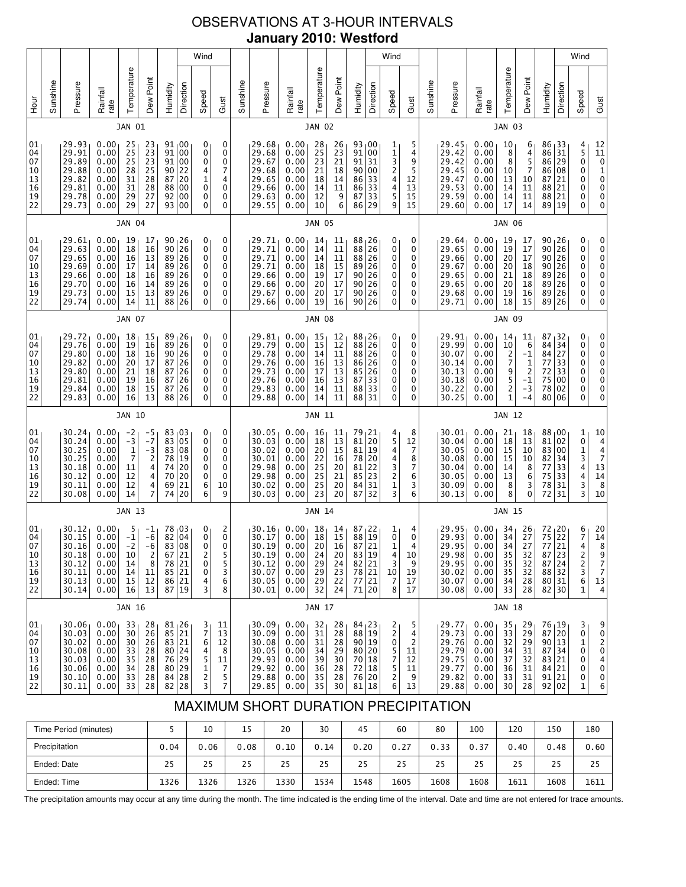# OBSERVATIONS AT 3-HOUR INTERVALS

## January 2010: Westford

| Hour | JAN 01 | | | | | | | | | JAN 02 | | | | | | | | | JAN 03 | | | | | | | | |
|---|---|---|---|---|---|---|---|---|---|---|---|---|---|---|---|---|---|---|---|---|---|---|---|---|---|---|---|
| | Sunshine | Pressure | Rainfall rate | Temperature | Dew Point | Humidity | Wind Direction | Wind Speed | Wind Gust | Sunshine | Pressure | Rainfall rate | Temperature | Dew Point | Humidity | Wind Direction | Wind Speed | Wind Gust | Sunshine | Pressure | Rainfall rate | Temperature | Dew Point | Humidity | Wind Direction | Wind Speed | Wind Gust |
| 01 | | 29.93 | 0.00 | 25 | 23 | 91 | 00 | 0 | 0 | | 29.68 | 0.00 | 28 | 26 | 93 | 00 | 1 | 5 | | 29.45 | 0.00 | 10 | 6 | 86 | 33 | 4 | 12 |
| 04 | | 29.91 | 0.00 | 25 | 23 | 91 | 00 | 0 | 0 | | 29.68 | 0.00 | 25 | 23 | 91 | 00 | 1 | 4 | | 29.42 | 0.00 | 8 | 4 | 86 | 31 | 5 | 11 |
| 07 | | 29.89 | 0.00 | 25 | 23 | 91 | 00 | 0 | 0 | | 29.67 | 0.00 | 23 | 21 | 91 | 31 | 3 | 9 | | 29.42 | 0.00 | 8 | 5 | 86 | 29 | 0 | 0 |
| 10 | | 29.88 | 0.00 | 28 | 25 | 90 | 22 | 4 | 7 | | 29.68 | 0.00 | 21 | 18 | 90 | 00 | 2 | 5 | | 29.45 | 0.00 | 10 | 7 | 86 | 08 | 0 | 1 |
| 13 | | 29.82 | 0.00 | 31 | 28 | 87 | 20 | 1 | 4 | | 29.65 | 0.00 | 18 | 14 | 86 | 33 | 4 | 12 | | 29.47 | 0.00 | 13 | 10 | 87 | 21 | 0 | 0 |
| 16 | | 29.81 | 0.00 | 31 | 28 | 88 | 00 | 0 | 0 | | 29.66 | 0.00 | 14 | 11 | 86 | 33 | 4 | 13 | | 29.53 | 0.00 | 14 | 11 | 88 | 21 | 0 | 0 |
| 19 | | 29.78 | 0.00 | 29 | 27 | 92 | 00 | 0 | 0 | | 29.63 | 0.00 | 12 | 9 | 87 | 33 | 5 | 15 | | 29.59 | 0.00 | 14 | 11 | 88 | 21 | 0 | 0 |
| 22 | | 29.73 | 0.00 | 29 | 27 | 93 | 00 | 0 | 0 | | 29.55 | 0.00 | 10 | 6 | 86 | 29 | 9 | 15 | | 29.60 | 0.00 | 17 | 14 | 89 | 19 | 0 | 0 |

| Hour | JAN 04 | | | | | | | | | JAN 05 | | | | | | | | | JAN 06 | | | | | | | | |
|---|---|---|---|---|---|---|---|---|---|---|---|---|---|---|---|---|---|---|---|---|---|---|---|---|---|---|---|
| | Sunshine | Pressure | Rainfall rate | Temperature | Dew Point | Humidity | Wind Direction | Wind Speed | Wind Gust | Sunshine | Pressure | Rainfall rate | Temperature | Dew Point | Humidity | Wind Direction | Wind Speed | Wind Gust | Sunshine | Pressure | Rainfall rate | Temperature | Dew Point | Humidity | Wind Direction | Wind Speed | Wind Gust |
| 01 | | 29.61 | 0.00 | 19 | 17 | 90 | 26 | 0 | 0 | | 29.71 | 0.00 | 14 | 11 | 88 | 26 | 0 | 0 | | 29.64 | 0.00 | 19 | 17 | 90 | 26 | 0 | 0 |
| 04 | | 29.63 | 0.00 | 18 | 16 | 90 | 26 | 0 | 0 | | 29.71 | 0.00 | 14 | 11 | 88 | 26 | 0 | 0 | | 29.65 | 0.00 | 19 | 17 | 90 | 26 | 0 | 0 |
| 07 | | 29.65 | 0.00 | 16 | 13 | 89 | 26 | 0 | 0 | | 29.71 | 0.00 | 14 | 11 | 88 | 26 | 0 | 0 | | 29.66 | 0.00 | 20 | 17 | 90 | 26 | 0 | 0 |
| 10 | | 29.69 | 0.00 | 17 | 14 | 89 | 26 | 0 | 0 | | 29.71 | 0.00 | 18 | 15 | 89 | 26 | 0 | 0 | | 29.67 | 0.00 | 20 | 18 | 90 | 26 | 0 | 0 |
| 13 | | 29.66 | 0.00 | 18 | 16 | 89 | 26 | 0 | 0 | | 29.66 | 0.00 | 19 | 17 | 90 | 26 | 0 | 0 | | 29.65 | 0.00 | 21 | 18 | 89 | 26 | 0 | 0 |
| 16 | | 29.70 | 0.00 | 16 | 14 | 89 | 26 | 0 | 0 | | 29.66 | 0.00 | 20 | 17 | 90 | 26 | 0 | 0 | | 29.65 | 0.00 | 20 | 18 | 89 | 26 | 0 | 0 |
| 19 | | 29.73 | 0.00 | 15 | 13 | 89 | 26 | 0 | 0 | | 29.67 | 0.00 | 20 | 17 | 90 | 26 | 0 | 0 | | 29.68 | 0.00 | 19 | 16 | 89 | 26 | 0 | 0 |
| 22 | | 29.74 | 0.00 | 14 | 11 | 88 | 26 | 0 | 0 | | 29.66 | 0.00 | 19 | 16 | 90 | 26 | 0 | 0 | | 29.71 | 0.00 | 18 | 15 | 89 | 26 | 0 | 0 |

| Hour | JAN 07 | | | | | | | | | JAN 08 | | | | | | | | | JAN 09 | | | | | | | | |
|---|---|---|---|---|---|---|---|---|---|---|---|---|---|---|---|---|---|---|---|---|---|---|---|---|---|---|---|
| | Sunshine | Pressure | Rainfall rate | Temperature | Dew Point | Humidity | Wind Direction | Wind Speed | Wind Gust | Sunshine | Pressure | Rainfall rate | Temperature | Dew Point | Humidity | Wind Direction | Wind Speed | Wind Gust | Sunshine | Pressure | Rainfall rate | Temperature | Dew Point | Humidity | Wind Direction | Wind Speed | Wind Gust |
| 01 | | 29.72 | 0.00 | 18 | 15 | 89 | 26 | 0 | 0 | | 29.81 | 0.00 | 15 | 12 | 88 | 26 | 0 | 0 | | 29.91 | 0.00 | 14 | 11 | 87 | 32 | 0 | 0 |
| 04 | | 29.76 | 0.00 | 19 | 16 | 89 | 26 | 0 | 0 | | 29.79 | 0.00 | 15 | 12 | 88 | 26 | 0 | 0 | | 29.99 | 0.00 | 10 | 6 | 84 | 34 | 0 | 0 |
| 07 | | 29.80 | 0.00 | 18 | 16 | 90 | 26 | 0 | 0 | | 29.78 | 0.00 | 14 | 11 | 88 | 26 | 0 | 0 | | 30.07 | 0.00 | 2 | -1 | 84 | 27 | 0 | 0 |
| 10 | | 29.82 | 0.00 | 20 | 17 | 87 | 26 | 0 | 0 | | 29.76 | 0.00 | 16 | 13 | 86 | 26 | 0 | 0 | | 30.14 | 0.00 | 7 | 1 | 77 | 33 | 0 | 0 |
| 13 | | 29.80 | 0.00 | 21 | 18 | 87 | 26 | 0 | 0 | | 29.73 | 0.00 | 17 | 13 | 85 | 26 | 0 | 0 | | 30.13 | 0.00 | 9 | 2 | 72 | 33 | 0 | 0 |
| 16 | | 29.81 | 0.00 | 19 | 16 | 87 | 26 | 0 | 0 | | 29.76 | 0.00 | 16 | 13 | 87 | 33 | 0 | 0 | | 30.18 | 0.00 | 5 | -1 | 75 | 00 | 0 | 0 |
| 19 | | 29.84 | 0.00 | 18 | 15 | 87 | 26 | 0 | 0 | | 29.83 | 0.00 | 14 | 11 | 88 | 33 | 0 | 0 | | 30.22 | 0.00 | 2 | -3 | 78 | 02 | 0 | 0 |
| 22 | | 29.83 | 0.00 | 16 | 13 | 88 | 26 | 0 | 0 | | 29.88 | 0.00 | 14 | 11 | 88 | 31 | 0 | 0 | | 30.25 | 0.00 | 1 | -4 | 80 | 06 | 0 | 0 |

| Hour | JAN 10 | | | | | | | | | JAN 11 | | | | | | | | | JAN 12 | | | | | | | | |
|---|---|---|---|---|---|---|---|---|---|---|---|---|---|---|---|---|---|---|---|---|---|---|---|---|---|---|---|
| | Sunshine | Pressure | Rainfall rate | Temperature | Dew Point | Humidity | Wind Direction | Wind Speed | Wind Gust | Sunshine | Pressure | Rainfall rate | Temperature | Dew Point | Humidity | Wind Direction | Wind Speed | Wind Gust | Sunshine | Pressure | Rainfall rate | Temperature | Dew Point | Humidity | Wind Direction | Wind Speed | Wind Gust |
| 01 | | 30.24 | 0.00 | -2 | -5 | 83 | 03 | 0 | 0 | | 30.05 | 0.00 | 16 | 11 | 79 | 21 | 4 | 8 | | 30.01 | 0.00 | 21 | 18 | 88 | 00 | 1 | 10 |
| 04 | | 30.24 | 0.00 | -3 | -7 | 83 | 05 | 0 | 0 | | 30.03 | 0.00 | 18 | 13 | 81 | 20 | 5 | 12 | | 30.04 | 0.00 | 18 | 13 | 81 | 02 | 0 | 4 |
| 07 | | 30.25 | 0.00 | 1 | -3 | 83 | 08 | 0 | 0 | | 30.02 | 0.00 | 20 | 15 | 81 | 19 | 4 | 7 | | 30.05 | 0.00 | 15 | 10 | 83 | 00 | 1 | 4 |
| 10 | | 30.25 | 0.00 | 7 | 2 | 78 | 19 | 0 | 0 | | 30.01 | 0.00 | 22 | 16 | 78 | 20 | 4 | 8 | | 30.08 | 0.00 | 15 | 10 | 82 | 34 | 3 | 7 |
| 13 | | 30.18 | 0.00 | 11 | 4 | 74 | 20 | 0 | 0 | | 29.98 | 0.00 | 25 | 20 | 81 | 22 | 3 | 7 | | 30.04 | 0.00 | 14 | 8 | 77 | 33 | 4 | 13 |
| 16 | | 30.12 | 0.00 | 12 | 4 | 70 | 20 | 0 | 0 | | 29.98 | 0.00 | 25 | 21 | 85 | 23 | 2 | 6 | | 30.04 | 0.00 | 13 | 6 | 75 | 33 | 4 | 14 |
| 19 | | 30.11 | 0.00 | 12 | 4 | 69 | 21 | 6 | 10 | | 30.02 | 0.00 | 25 | 20 | 84 | 31 | 1 | 3 | | 30.09 | 0.00 | 8 | 3 | 78 | 31 | 3 | 8 |
| 22 | | 30.08 | 0.00 | 14 | 7 | 74 | 20 | 6 | 9 | | 30.03 | 0.00 | 23 | 20 | 87 | 32 | 3 | 6 | | 30.13 | 0.00 | 8 | 0 | 72 | 31 | 3 | 10 |

| Hour | JAN 13 | | | | | | | | | JAN 14 | | | | | | | | | JAN 15 | | | | | | | | |
|---|---|---|---|---|---|---|---|---|---|---|---|---|---|---|---|---|---|---|---|---|---|---|---|---|---|---|---|
| | Sunshine | Pressure | Rainfall rate | Temperature | Dew Point | Humidity | Wind Direction | Wind Speed | Wind Gust | Sunshine | Pressure | Rainfall rate | Temperature | Dew Point | Humidity | Wind Direction | Wind Speed | Wind Gust | Sunshine | Pressure | Rainfall rate | Temperature | Dew Point | Humidity | Wind Direction | Wind Speed | Wind Gust |
| 01 | | 30.12 | 0.00 | 5 | -1 | 78 | 03 | 0 | 2 | | 30.16 | 0.00 | 18 | 14 | 87 | 22 | 1 | 4 | | 29.95 | 0.00 | 34 | 26 | 72 | 20 | 6 | 20 |
| 04 | | 30.15 | 0.00 | -1 | -6 | 82 | 04 | 0 | 0 | | 30.17 | 0.00 | 18 | 15 | 88 | 21 | 0 | 0 | | 29.93 | 0.00 | 34 | 27 | 75 | 22 | 7 | 14 |
| 07 | | 30.16 | 0.00 | -2 | -6 | 83 | 08 | 0 | 0 | | 30.19 | 0.00 | 20 | 16 | 87 | 21 | 1 | 4 | | 29.95 | 0.00 | 34 | 27 | 77 | 21 | 4 | 8 |
| 10 | | 30.18 | 0.00 | 10 | 2 | 67 | 21 | 2 | 5 | | 30.19 | 0.00 | 24 | 20 | 83 | 19 | 4 | 10 | | 29.98 | 0.00 | 35 | 32 | 87 | 23 | 2 | 9 |
| 13 | | 30.12 | 0.00 | 14 | 8 | 78 | 21 | 0 | 5 | | 30.12 | 0.00 | 29 | 24 | 82 | 21 | 3 | 9 | | 29.95 | 0.00 | 35 | 32 | 87 | 24 | 2 | 7 |
| 16 | | 30.11 | 0.00 | 14 | 11 | 85 | 21 | 0 | 3 | | 30.07 | 0.00 | 29 | 23 | 78 | 21 | 10 | 19 | | 30.02 | 0.00 | 35 | 32 | 88 | 32 | 3 | 7 |
| 19 | | 30.13 | 0.00 | 15 | 12 | 86 | 21 | 4 | 6 | | 30.05 | 0.00 | 29 | 22 | 77 | 21 | 7 | 17 | | 30.07 | 0.00 | 34 | 28 | 80 | 31 | 6 | 13 |
| 22 | | 30.14 | 0.00 | 16 | 13 | 87 | 19 | 3 | 8 | | 30.01 | 0.00 | 32 | 24 | 71 | 20 | 8 | 17 | | 30.08 | 0.00 | 33 | 28 | 82 | 30 | 1 | 4 |

| Hour | JAN 16 | | | | | | | | | JAN 17 | | | | | | | | | JAN 18 | | | | | | | | |
|---|---|---|---|---|---|---|---|---|---|---|---|---|---|---|---|---|---|---|---|---|---|---|---|---|---|---|---|
| | Sunshine | Pressure | Rainfall rate | Temperature | Dew Point | Humidity | Wind Direction | Wind Speed | Wind Gust | Sunshine | Pressure | Rainfall rate | Temperature | Dew Point | Humidity | Wind Direction | Wind Speed | Wind Gust | Sunshine | Pressure | Rainfall rate | Temperature | Dew Point | Humidity | Wind Direction | Wind Speed | Wind Gust |
| 01 | | 30.06 | 0.00 | 33 | 28 | 81 | 26 | 3 | 11 | | 30.09 | 0.00 | 32 | 28 | 84 | 23 | 2 | 5 | | 29.77 | 0.00 | 35 | 29 | 76 | 19 | 3 | 9 |
| 04 | | 30.03 | 0.00 | 30 | 26 | 85 | 21 | 7 | 13 | | 30.09 | 0.00 | 31 | 28 | 88 | 19 | 2 | 4 | | 29.73 | 0.00 | 33 | 29 | 87 | 20 | 0 | 0 |
| 07 | | 30.02 | 0.00 | 30 | 26 | 83 | 21 | 6 | 12 | | 30.08 | 0.00 | 31 | 28 | 90 | 19 | 0 | 2 | | 29.76 | 0.00 | 32 | 29 | 90 | 13 | 1 | 2 |
| 10 | | 30.08 | 0.00 | 33 | 28 | 80 | 24 | 4 | 8 | | 30.05 | 0.00 | 34 | 29 | 80 | 20 | 5 | 11 | | 29.79 | 0.00 | 34 | 31 | 87 | 34 | 0 | 0 |
| 13 | | 30.03 | 0.00 | 35 | 28 | 76 | 29 | 5 | 11 | | 29.93 | 0.00 | 39 | 30 | 70 | 18 | 7 | 12 | | 29.75 | 0.00 | 37 | 32 | 83 | 21 | 0 | 4 |
| 16 | | 30.06 | 0.00 | 34 | 28 | 80 | 29 | 1 | 7 | | 29.92 | 0.00 | 36 | 28 | 72 | 18 | 7 | 11 | | 29.77 | 0.00 | 36 | 31 | 84 | 21 | 0 | 0 |
| 19 | | 30.10 | 0.00 | 33 | 28 | 84 | 28 | 2 | 5 | | 29.88 | 0.00 | 35 | 28 | 76 | 20 | 2 | 9 | | 29.82 | 0.00 | 33 | 31 | 91 | 21 | 0 | 0 |
| 22 | | 30.11 | 0.00 | 33 | 28 | 82 | 28 | 3 | 7 | | 29.85 | 0.00 | 35 | 30 | 81 | 18 | 6 | 13 | | 29.88 | 0.00 | 30 | 28 | 92 | 02 | 1 | 6 |

## MAXIMUM SHORT DURATION PRECIPITATION

| Time Period (minutes) | 5 | 10 | 15 | 20 | 30 | 45 | 60 | 80 | 100 | 120 | 150 | 180 |
|---|---|---|---|---|---|---|---|---|---|---|---|---|
| Precipitation | 0.04 | 0.06 | 0.08 | 0.10 | 0.14 | 0.20 | 0.27 | 0.33 | 0.37 | 0.40 | 0.48 | 0.60 |
| Ended: Date | 25 | 25 | 25 | 25 | 25 | 25 | 25 | 25 | 25 | 25 | 25 | 25 |
| Ended: Time | 1326 | 1326 | 1326 | 1330 | 1534 | 1548 | 1605 | 1608 | 1608 | 1611 | 1608 | 1611 |

The precipitation amounts may occur at any time during the month. The time indicated is the ending time of the interval. Date and time are not entered for trace amounts.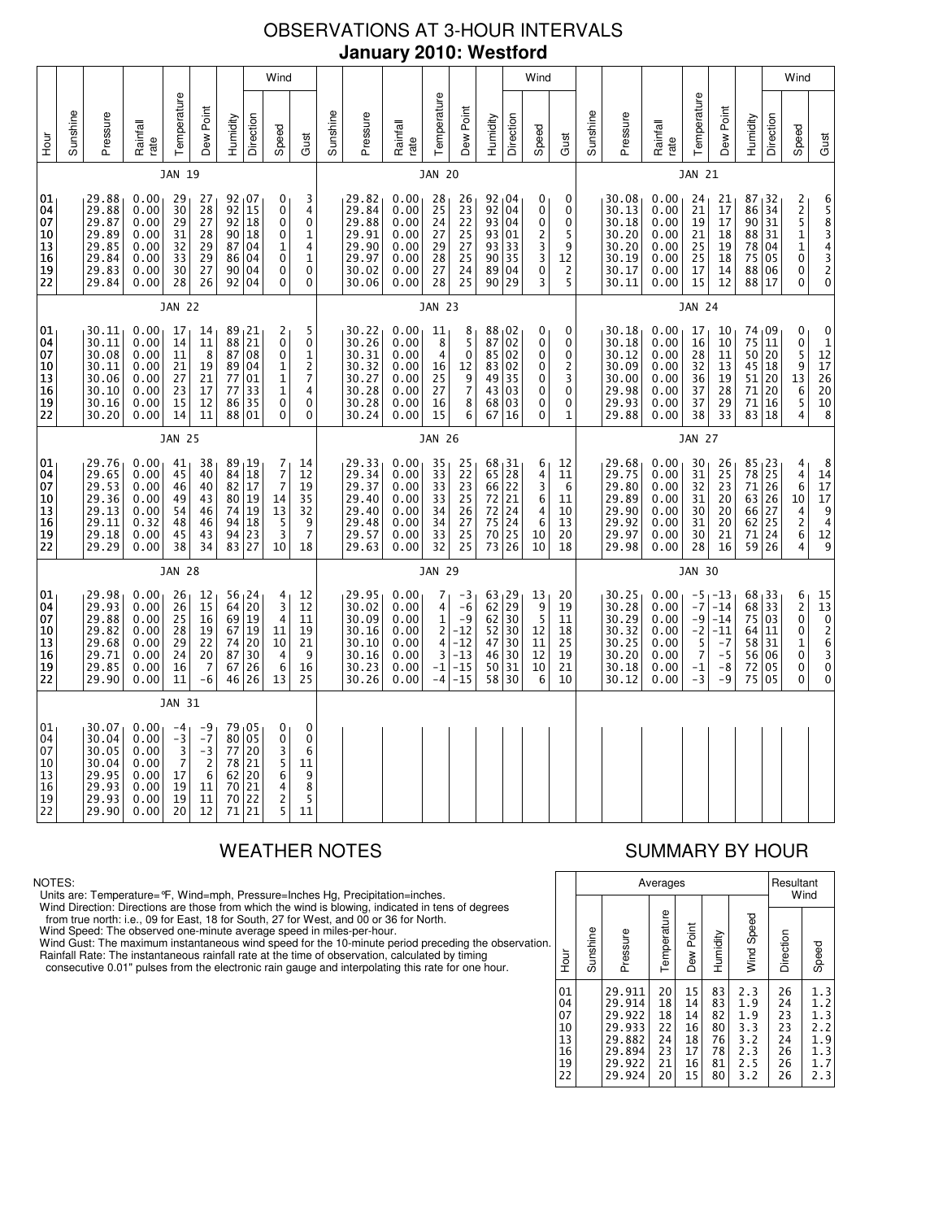# OBSERVATIONS AT 3-HOUR INTERVALS

## January 2010: Westford

### JAN 19

| Hour | Sunshine | Pressure | Rainfall rate | Temperature | Dew Point | Humidity | Wind Direction | Wind Speed | Wind Gust |
|---|---|---|---|---|---|---|---|---|---|
| 01 | | 29.88 | 0.00 | 29 | 27 | 92 | 07 | 0 | 3 |
| 04 | | 29.88 | 0.00 | 30 | 28 | 92 | 15 | 0 | 4 |
| 07 | | 29.87 | 0.00 | 29 | 27 | 92 | 18 | 0 | 0 |
| 10 | | 29.89 | 0.00 | 31 | 28 | 90 | 18 | 0 | 1 |
| 13 | | 29.85 | 0.00 | 32 | 29 | 87 | 04 | 1 | 4 |
| 16 | | 29.84 | 0.00 | 33 | 29 | 86 | 04 | 0 | 1 |
| 19 | | 29.83 | 0.00 | 30 | 27 | 90 | 04 | 0 | 0 |
| 22 | | 29.84 | 0.00 | 28 | 26 | 92 | 04 | 0 | 0 |

### JAN 20

| Hour | Sunshine | Pressure | Rainfall rate | Temperature | Dew Point | Humidity | Wind Direction | Wind Speed | Wind Gust |
|---|---|---|---|---|---|---|---|---|---|
| 01 | | 29.82 | 0.00 | 28 | 26 | 92 | 04 | 0 | 0 |
| 04 | | 29.84 | 0.00 | 25 | 23 | 92 | 04 | 0 | 0 |
| 07 | | 29.88 | 0.00 | 24 | 22 | 93 | 04 | 0 | 0 |
| 10 | | 29.91 | 0.00 | 27 | 25 | 93 | 01 | 2 | 5 |
| 13 | | 29.90 | 0.00 | 29 | 27 | 93 | 33 | 3 | 9 |
| 16 | | 29.97 | 0.00 | 28 | 25 | 90 | 35 | 3 | 12 |
| 19 | | 30.02 | 0.00 | 27 | 24 | 89 | 04 | 0 | 2 |
| 22 | | 30.06 | 0.00 | 28 | 25 | 90 | 29 | 3 | 5 |

### JAN 21

| Hour | Sunshine | Pressure | Rainfall rate | Temperature | Dew Point | Humidity | Wind Direction | Wind Speed | Wind Gust |
|---|---|---|---|---|---|---|---|---|---|
| 01 | | 30.08 | 0.00 | 24 | 21 | 87 | 32 | 2 | 6 |
| 04 | | 30.13 | 0.00 | 21 | 17 | 86 | 34 | 2 | 5 |
| 07 | | 30.18 | 0.00 | 19 | 17 | 90 | 31 | 5 | 8 |
| 10 | | 30.20 | 0.00 | 21 | 18 | 88 | 31 | 1 | 3 |
| 13 | | 30.20 | 0.00 | 25 | 19 | 78 | 04 | 1 | 4 |
| 16 | | 30.19 | 0.00 | 25 | 18 | 75 | 05 | 0 | 3 |
| 19 | | 30.17 | 0.00 | 17 | 14 | 88 | 06 | 0 | 2 |
| 22 | | 30.11 | 0.00 | 15 | 12 | 88 | 17 | 0 | 0 |

### JAN 22

| Hour | Sunshine | Pressure | Rainfall rate | Temperature | Dew Point | Humidity | Wind Direction | Wind Speed | Wind Gust |
|---|---|---|---|---|---|---|---|---|---|
| 01 | | 30.11 | 0.00 | 17 | 14 | 89 | 21 | 2 | 5 |
| 04 | | 30.11 | 0.00 | 14 | 11 | 88 | 21 | 0 | 0 |
| 07 | | 30.08 | 0.00 | 11 | 8 | 87 | 08 | 0 | 1 |
| 10 | | 30.11 | 0.00 | 21 | 19 | 89 | 04 | 1 | 2 |
| 13 | | 30.06 | 0.00 | 27 | 21 | 77 | 01 | 1 | 7 |
| 16 | | 30.10 | 0.00 | 23 | 17 | 77 | 33 | 1 | 4 |
| 19 | | 30.16 | 0.00 | 15 | 12 | 86 | 35 | 0 | 0 |
| 22 | | 30.20 | 0.00 | 14 | 11 | 88 | 01 | 0 | 0 |

### JAN 23

| Hour | Sunshine | Pressure | Rainfall rate | Temperature | Dew Point | Humidity | Wind Direction | Wind Speed | Wind Gust |
|---|---|---|---|---|---|---|---|---|---|
| 01 | | 30.22 | 0.00 | 11 | 8 | 88 | 02 | 0 | 0 |
| 04 | | 30.26 | 0.00 | 8 | 5 | 87 | 02 | 0 | 0 |
| 07 | | 30.31 | 0.00 | 4 | 0 | 85 | 02 | 0 | 0 |
| 10 | | 30.32 | 0.00 | 16 | 12 | 83 | 02 | 0 | 2 |
| 13 | | 30.27 | 0.00 | 25 | 9 | 49 | 35 | 0 | 3 |
| 16 | | 30.28 | 0.00 | 27 | 7 | 43 | 03 | 0 | 0 |
| 19 | | 30.28 | 0.00 | 16 | 8 | 68 | 03 | 0 | 0 |
| 22 | | 30.24 | 0.00 | 15 | 6 | 67 | 16 | 0 | 1 |

### JAN 24

| Hour | Sunshine | Pressure | Rainfall rate | Temperature | Dew Point | Humidity | Wind Direction | Wind Speed | Wind Gust |
|---|---|---|---|---|---|---|---|---|---|
| 01 | | 30.18 | 0.00 | 17 | 10 | 74 | 09 | 0 | 0 |
| 04 | | 30.18 | 0.00 | 16 | 10 | 75 | 11 | 0 | 1 |
| 07 | | 30.12 | 0.00 | 28 | 11 | 50 | 20 | 5 | 12 |
| 10 | | 30.09 | 0.00 | 32 | 13 | 45 | 18 | 9 | 17 |
| 13 | | 30.00 | 0.00 | 36 | 19 | 51 | 20 | 13 | 26 |
| 16 | | 29.98 | 0.00 | 37 | 28 | 71 | 20 | 6 | 20 |
| 19 | | 29.93 | 0.00 | 37 | 29 | 71 | 16 | 5 | 10 |
| 22 | | 29.88 | 0.00 | 38 | 33 | 83 | 18 | 4 | 8 |

### JAN 25

| Hour | Sunshine | Pressure | Rainfall rate | Temperature | Dew Point | Humidity | Wind Direction | Wind Speed | Wind Gust |
|---|---|---|---|---|---|---|---|---|---|
| 01 | | 29.76 | 0.00 | 41 | 38 | 89 | 19 | 7 | 14 |
| 04 | | 29.65 | 0.00 | 45 | 40 | 84 | 18 | 7 | 12 |
| 07 | | 29.53 | 0.00 | 46 | 40 | 82 | 17 | 7 | 19 |
| 10 | | 29.36 | 0.00 | 49 | 43 | 80 | 19 | 14 | 35 |
| 13 | | 29.13 | 0.00 | 54 | 46 | 74 | 19 | 13 | 32 |
| 16 | | 29.11 | 0.32 | 48 | 46 | 94 | 18 | 5 | 9 |
| 19 | | 29.18 | 0.00 | 45 | 43 | 94 | 23 | 3 | 7 |
| 22 | | 29.29 | 0.00 | 38 | 34 | 83 | 27 | 10 | 18 |

### JAN 26

| Hour | Sunshine | Pressure | Rainfall rate | Temperature | Dew Point | Humidity | Wind Direction | Wind Speed | Wind Gust |
|---|---|---|---|---|---|---|---|---|---|
| 01 | | 29.33 | 0.00 | 35 | 25 | 68 | 31 | 6 | 12 |
| 04 | | 29.34 | 0.00 | 33 | 22 | 65 | 28 | 4 | 11 |
| 07 | | 29.37 | 0.00 | 33 | 23 | 66 | 22 | 3 | 6 |
| 10 | | 29.40 | 0.00 | 33 | 25 | 72 | 21 | 6 | 11 |
| 13 | | 29.40 | 0.00 | 34 | 26 | 72 | 24 | 4 | 10 |
| 16 | | 29.48 | 0.00 | 34 | 27 | 75 | 24 | 6 | 13 |
| 19 | | 29.57 | 0.00 | 33 | 25 | 70 | 25 | 10 | 20 |
| 22 | | 29.63 | 0.00 | 32 | 25 | 73 | 26 | 10 | 18 |

### JAN 27

| Hour | Sunshine | Pressure | Rainfall rate | Temperature | Dew Point | Humidity | Wind Direction | Wind Speed | Wind Gust |
|---|---|---|---|---|---|---|---|---|---|
| 01 | | 29.68 | 0.00 | 30 | 26 | 85 | 23 | 4 | 8 |
| 04 | | 29.75 | 0.00 | 31 | 25 | 78 | 25 | 4 | 14 |
| 07 | | 29.80 | 0.00 | 32 | 23 | 71 | 26 | 6 | 17 |
| 10 | | 29.89 | 0.00 | 31 | 20 | 63 | 26 | 10 | 17 |
| 13 | | 29.90 | 0.00 | 30 | 20 | 66 | 27 | 4 | 9 |
| 16 | | 29.92 | 0.00 | 31 | 20 | 62 | 25 | 2 | 4 |
| 19 | | 29.97 | 0.00 | 30 | 21 | 71 | 24 | 6 | 12 |
| 22 | | 29.98 | 0.00 | 28 | 16 | 59 | 26 | 4 | 9 |

### JAN 28

| Hour | Sunshine | Pressure | Rainfall rate | Temperature | Dew Point | Humidity | Wind Direction | Wind Speed | Wind Gust |
|---|---|---|---|---|---|---|---|---|---|
| 01 | | 29.98 | 0.00 | 26 | 12 | 56 | 24 | 4 | 12 |
| 04 | | 29.93 | 0.00 | 26 | 15 | 64 | 20 | 3 | 12 |
| 07 | | 29.88 | 0.00 | 25 | 16 | 69 | 19 | 4 | 11 |
| 10 | | 29.82 | 0.00 | 28 | 19 | 67 | 19 | 11 | 19 |
| 13 | | 29.68 | 0.00 | 29 | 22 | 74 | 20 | 10 | 21 |
| 16 | | 29.71 | 0.00 | 24 | 20 | 87 | 30 | 4 | 9 |
| 19 | | 29.85 | 0.00 | 16 | 7 | 67 | 26 | 6 | 16 |
| 22 | | 29.90 | 0.00 | 11 | -6 | 46 | 26 | 13 | 25 |

### JAN 29

| Hour | Sunshine | Pressure | Rainfall rate | Temperature | Dew Point | Humidity | Wind Direction | Wind Speed | Wind Gust |
|---|---|---|---|---|---|---|---|---|---|
| 01 | | 29.95 | 0.00 | 7 | -3 | 63 | 29 | 13 | 20 |
| 04 | | 30.02 | 0.00 | 4 | -6 | 62 | 29 | 9 | 19 |
| 07 | | 30.09 | 0.00 | 1 | -9 | 62 | 30 | 5 | 11 |
| 10 | | 30.16 | 0.00 | 2 | -12 | 52 | 30 | 12 | 18 |
| 13 | | 30.16 | 0.00 | 4 | -12 | 47 | 30 | 11 | 25 |
| 16 | | 30.16 | 0.00 | 3 | -13 | 46 | 30 | 12 | 19 |
| 19 | | 30.23 | 0.00 | -1 | -15 | 50 | 31 | 10 | 21 |
| 22 | | 30.26 | 0.00 | -4 | -15 | 58 | 30 | 6 | 10 |

### JAN 30

| Hour | Sunshine | Pressure | Rainfall rate | Temperature | Dew Point | Humidity | Wind Direction | Wind Speed | Wind Gust |
|---|---|---|---|---|---|---|---|---|---|
| 01 | | 30.25 | 0.00 | -5 | -13 | 68 | 33 | 6 | 15 |
| 04 | | 30.28 | 0.00 | -7 | -14 | 68 | 33 | 2 | 13 |
| 07 | | 30.29 | 0.00 | -9 | -14 | 75 | 03 | 0 | 0 |
| 10 | | 30.32 | 0.00 | -2 | -11 | 64 | 11 | 0 | 2 |
| 13 | | 30.25 | 0.00 | 5 | -7 | 58 | 31 | 1 | 6 |
| 16 | | 30.20 | 0.00 | 7 | -5 | 56 | 06 | 0 | 3 |
| 19 | | 30.18 | 0.00 | -1 | -8 | 72 | 05 | 0 | 0 |
| 22 | | 30.12 | 0.00 | -3 | -9 | 75 | 05 | 0 | 0 |

### JAN 31

| Hour | Sunshine | Pressure | Rainfall rate | Temperature | Dew Point | Humidity | Wind Direction | Wind Speed | Wind Gust |
|---|---|---|---|---|---|---|---|---|---|
| 01 | | 30.07 | 0.00 | -4 | -9 | 79 | 05 | 0 | 0 |
| 04 | | 30.04 | 0.00 | -3 | -7 | 80 | 05 | 0 | 0 |
| 07 | | 30.05 | 0.00 | 3 | -3 | 77 | 20 | 3 | 6 |
| 10 | | 30.04 | 0.00 | 7 | 2 | 78 | 21 | 5 | 11 |
| 13 | | 29.95 | 0.00 | 17 | 6 | 62 | 20 | 6 | 9 |
| 16 | | 29.93 | 0.00 | 19 | 11 | 70 | 21 | 4 | 8 |
| 19 | | 29.93 | 0.00 | 19 | 11 | 70 | 22 | 2 | 5 |
| 22 | | 29.90 | 0.00 | 20 | 12 | 71 | 21 | 5 | 11 |

## WEATHER NOTES

NOTES:
Units are: Temperature=°F, Wind=mph, Pressure=Inches Hg, Precipitation=inches.
Wind Direction: Directions are those from which the wind is blowing, indicated in tens of degrees from true north: i.e., 09 for East, 18 for South, 27 for West, and 00 or 36 for North.
Wind Speed: The observed one-minute average speed in miles-per-hour.
Wind Gust: The maximum instantaneous wind speed for the 10-minute period preceding the observation.
Rainfall Rate: The instantaneous rainfall rate at the time of observation, calculated by timing consecutive 0.01" pulses from the electronic rain gauge and interpolating this rate for one hour.

## SUMMARY BY HOUR

| Hour | Averages | | | | | | Resultant Wind | |
|---|---|---|---|---|---|---|---|---|
| | Sunshine | Pressure | Temperature | Dew Point | Humidity | Wind Speed | Direction | Speed |
| 01 | | 29.911 | 20 | 15 | 83 | 2.3 | 26 | 1.3 |
| 04 | | 29.914 | 18 | 14 | 83 | 1.9 | 24 | 1.2 |
| 07 | | 29.922 | 18 | 14 | 82 | 1.9 | 23 | 1.3 |
| 10 | | 29.933 | 22 | 16 | 80 | 3.3 | 23 | 2.2 |
| 13 | | 29.882 | 24 | 18 | 76 | 3.2 | 24 | 1.9 |
| 16 | | 29.894 | 23 | 17 | 78 | 2.3 | 26 | 1.3 |
| 19 | | 29.922 | 21 | 16 | 81 | 2.5 | 26 | 1.7 |
| 22 | | 29.924 | 20 | 15 | 80 | 3.2 | 26 | 2.3 |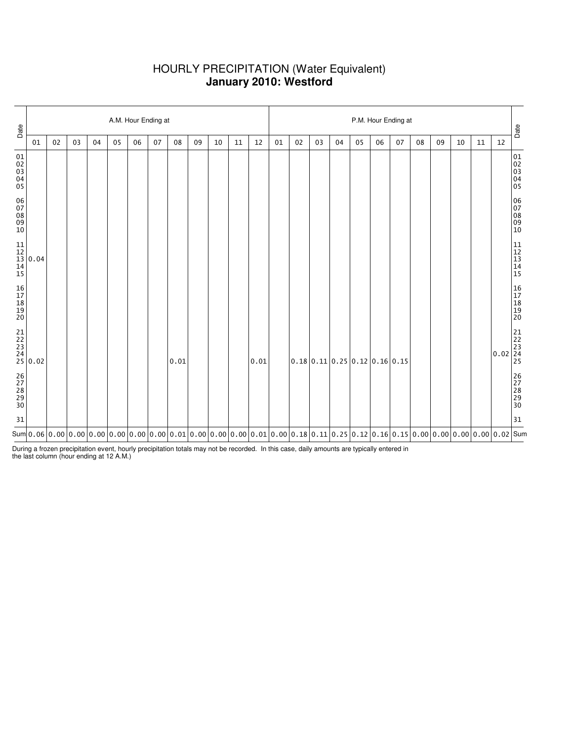# HOURLY PRECIPITATION (Water Equivalent)
## **January 2010: Westford**

| Date | A.M. Hour Ending at | | | | | | | | | | | | P.M. Hour Ending at | | | | | | | | | | | | Date |
|---|---|---|---|---|---|---|---|---|---|---|---|---|---|---|---|---|---|---|---|---|---|---|---|---|---|
| | 01 | 02 | 03 | 04 | 05 | 06 | 07 | 08 | 09 | 10 | 11 | 12 | 01 | 02 | 03 | 04 | 05 | 06 | 07 | 08 | 09 | 10 | 11 | 12 | |
| 01 | | | | | | | | | | | | | | | | | | | | | | | | | 01 |
| 02 | | | | | | | | | | | | | | | | | | | | | | | | | 02 |
| 03 | | | | | | | | | | | | | | | | | | | | | | | | | 03 |
| 04 | | | | | | | | | | | | | | | | | | | | | | | | | 04 |
| 05 | | | | | | | | | | | | | | | | | | | | | | | | | 05 |
| 06 | | | | | | | | | | | | | | | | | | | | | | | | | 06 |
| 07 | | | | | | | | | | | | | | | | | | | | | | | | | 07 |
| 08 | | | | | | | | | | | | | | | | | | | | | | | | | 08 |
| 09 | | | | | | | | | | | | | | | | | | | | | | | | | 09 |
| 10 | | | | | | | | | | | | | | | | | | | | | | | | | 10 |
| 11 | | | | | | | | | | | | | | | | | | | | | | | | | 11 |
| 12 | | | | | | | | | | | | | | | | | | | | | | | | | 12 |
| 13 | 0.04 | | | | | | | | | | | | | | | | | | | | | | | | 13 |
| 14 | | | | | | | | | | | | | | | | | | | | | | | | | 14 |
| 15 | | | | | | | | | | | | | | | | | | | | | | | | | 15 |
| 16 | | | | | | | | | | | | | | | | | | | | | | | | | 16 |
| 17 | | | | | | | | | | | | | | | | | | | | | | | | | 17 |
| 18 | | | | | | | | | | | | | | | | | | | | | | | | | 18 |
| 19 | | | | | | | | | | | | | | | | | | | | | | | | | 19 |
| 20 | | | | | | | | | | | | | | | | | | | | | | | | | 20 |
| 21 | | | | | | | | | | | | | | | | | | | | | | | | | 21 |
| 22 | | | | | | | | | | | | | | | | | | | | | | | | | 22 |
| 23 | | | | | | | | | | | | | | | | | | | | | | | | | 23 |
| 24 | | | | | | | | | | | | | | | | | | | | | | | | 0.02 | 24 |
| 25 | 0.02 | | | | | | | 0.01 | | | | 0.01 | | 0.18 | 0.11 | 0.25 | 0.12 | 0.16 | 0.15 | | | | | | 25 |
| 26 | | | | | | | | | | | | | | | | | | | | | | | | | 26 |
| 27 | | | | | | | | | | | | | | | | | | | | | | | | | 27 |
| 28 | | | | | | | | | | | | | | | | | | | | | | | | | 28 |
| 29 | | | | | | | | | | | | | | | | | | | | | | | | | 29 |
| 30 | | | | | | | | | | | | | | | | | | | | | | | | | 30 |
| 31 | | | | | | | | | | | | | | | | | | | | | | | | | 31 |
| Sum | 0.06 | 0.00 | 0.00 | 0.00 | 0.00 | 0.00 | 0.00 | 0.01 | 0.00 | 0.00 | 0.00 | 0.01 | 0.00 | 0.18 | 0.11 | 0.25 | 0.12 | 0.16 | 0.15 | 0.00 | 0.00 | 0.00 | 0.00 | 0.02 | Sum |

During a frozen precipitation event, hourly precipitation totals may not be recorded. In this case, daily amounts are typically entered in the last column (hour ending at 12 A.M.)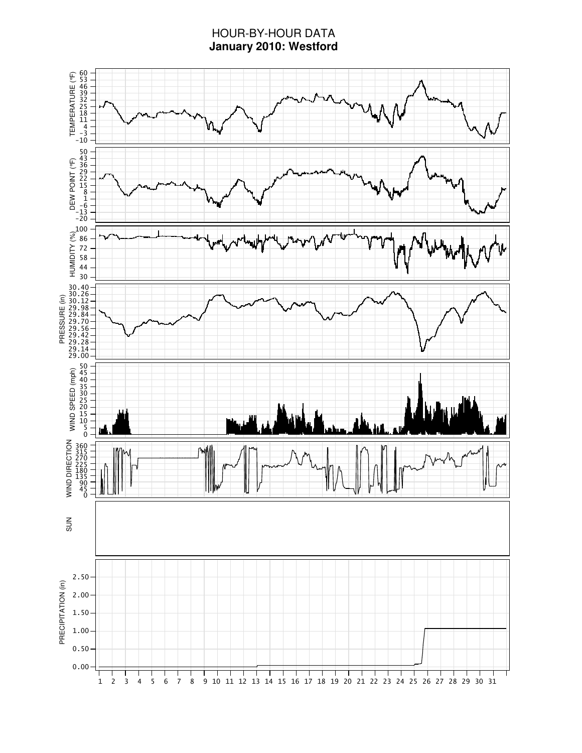# HOUR-BY-HOUR DATA

**January 2010: Westford**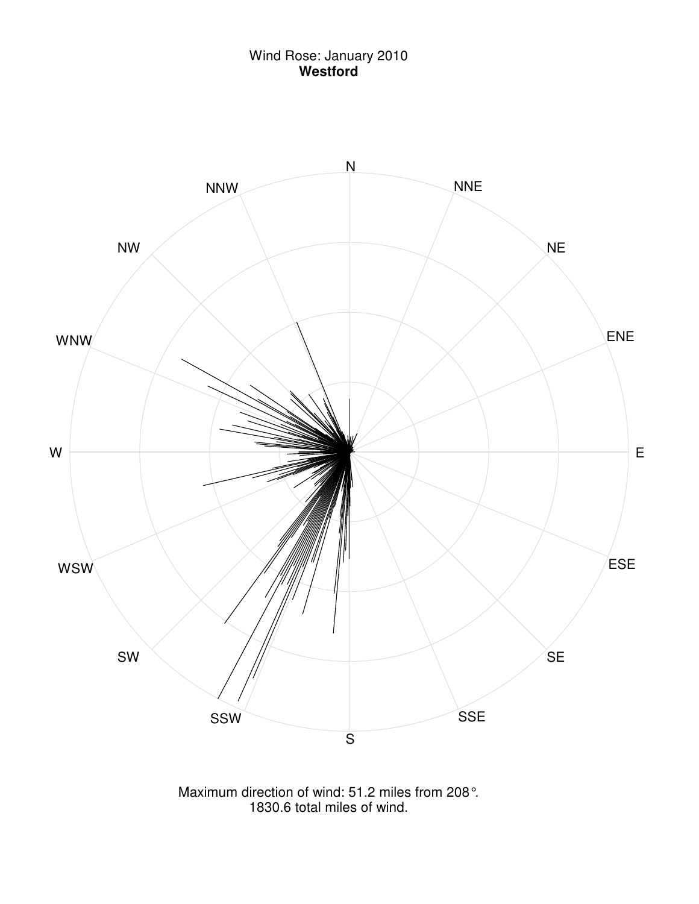Wind Rose: January 2010

**Westford**

N

NNE

NE

ENE

E

ESE

SE

SSE

S

SSW

SW

WSW

W

WNW

NW

NNW

Maximum direction of wind: 51.2 miles from 208°.
1830.6 total miles of wind.